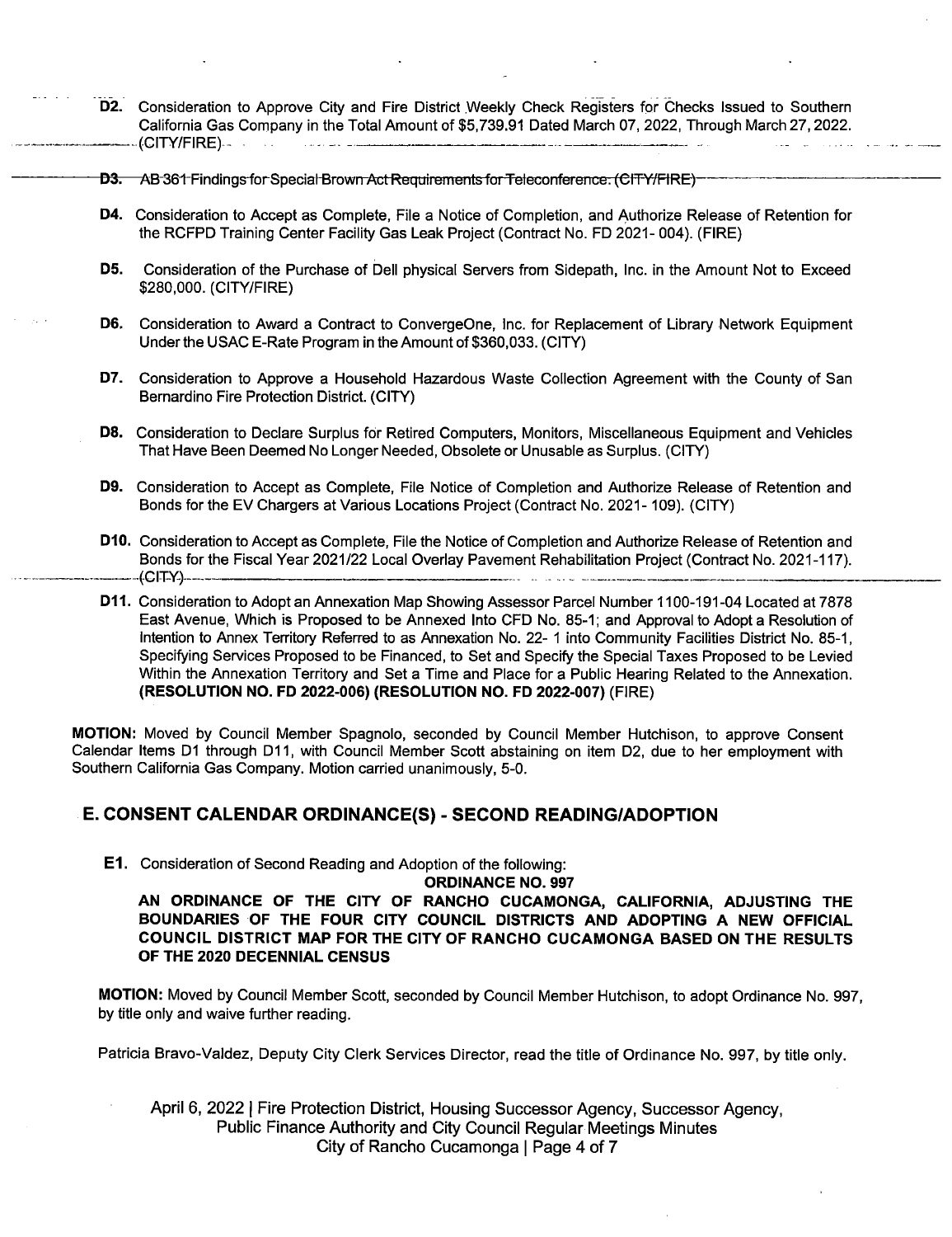**D2.** Consideration to Approve City and Fire District Weekly Check Registers for Checks Issued to Southern California Gas Company in the Total Amount of $5,739.91 Dated March 07, 2022, Through March 27, 2022. (CITY/FIRE)

**D3.** ~~AB 361 Findings for Special Brown Act Requirements for Teleconference. (CITY/FIRE)~~

**D4.** Consideration to Accept as Complete, File a Notice of Completion, and Authorize Release of Retention for the RCFPD Training Center Facility Gas Leak Project (Contract No. FD 2021- 004). (FIRE)

**D5.** Consideration of the Purchase of Dell physical Servers from Sidepath, Inc. in the Amount Not to Exceed $280,000. (CITY/FIRE)

**D6.** Consideration to Award a Contract to ConvergeOne, Inc. for Replacement of Library Network Equipment Under the USAC E-Rate Program in the Amount of $360,033. (CITY)

**D7.** Consideration to Approve a Household Hazardous Waste Collection Agreement with the County of San Bernardino Fire Protection District. (CITY)

**D8.** Consideration to Declare Surplus for Retired Computers, Monitors, Miscellaneous Equipment and Vehicles That Have Been Deemed No Longer Needed, Obsolete or Unusable as Surplus. (CITY)

**D9.** Consideration to Accept as Complete, File Notice of Completion and Authorize Release of Retention and Bonds for the EV Chargers at Various Locations Project (Contract No. 2021- 109). (CITY)

**D10.** Consideration to Accept as Complete, File the Notice of Completion and Authorize Release of Retention and Bonds for the Fiscal Year 2021/22 Local Overlay Pavement Rehabilitation Project (Contract No. 2021-117). (CITY)

**D11.** Consideration to Adopt an Annexation Map Showing Assessor Parcel Number 1100-191-04 Located at 7878 East Avenue, Which is Proposed to be Annexed Into CFD No. 85-1; and Approval to Adopt a Resolution of Intention to Annex Territory Referred to as Annexation No. 22- 1 into Community Facilities District No. 85-1, Specifying Services Proposed to be Financed, to Set and Specify the Special Taxes Proposed to be Levied Within the Annexation Territory and Set a Time and Place for a Public Hearing Related to the Annexation. **(RESOLUTION NO. FD 2022-006) (RESOLUTION NO. FD 2022-007)** (FIRE)

**MOTION:** Moved by Council Member Spagnolo, seconded by Council Member Hutchison, to approve Consent Calendar Items D1 through D11, with Council Member Scott abstaining on item D2, due to her employment with Southern California Gas Company. Motion carried unanimously, 5-0.

## E. CONSENT CALENDAR ORDINANCE(S) - SECOND READING/ADOPTION

**E1.** Consideration of Second Reading and Adoption of the following:

**ORDINANCE NO. 997**

**AN ORDINANCE OF THE CITY OF RANCHO CUCAMONGA, CALIFORNIA, ADJUSTING THE BOUNDARIES OF THE FOUR CITY COUNCIL DISTRICTS AND ADOPTING A NEW OFFICIAL COUNCIL DISTRICT MAP FOR THE CITY OF RANCHO CUCAMONGA BASED ON THE RESULTS OF THE 2020 DECENNIAL CENSUS**

**MOTION:** Moved by Council Member Scott, seconded by Council Member Hutchison, to adopt Ordinance No. 997, by title only and waive further reading.

Patricia Bravo-Valdez, Deputy City Clerk Services Director, read the title of Ordinance No. 997, by title only.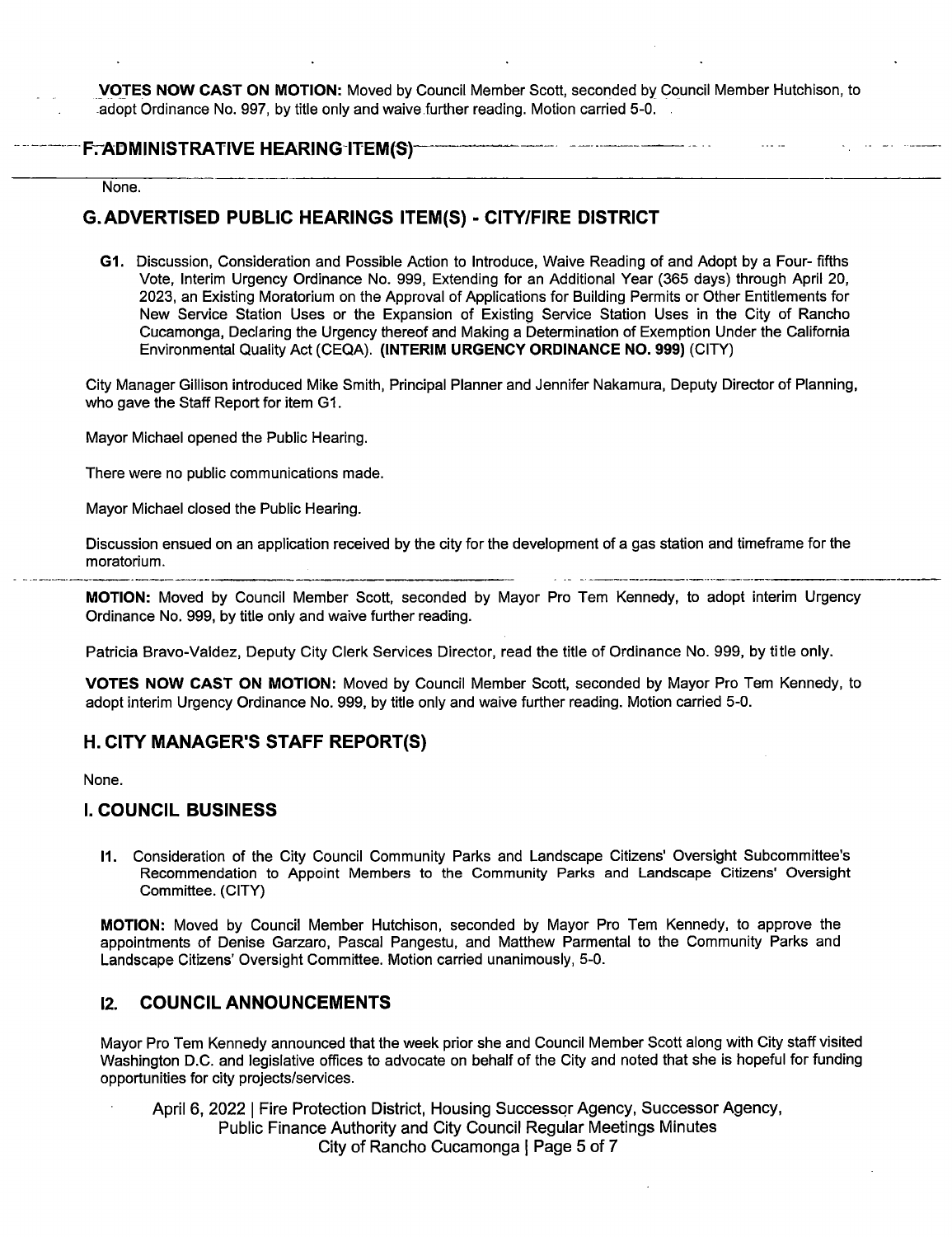**VOTES NOW CAST ON MOTION:** Moved by Council Member Scott, seconded by Council Member Hutchison, to adopt Ordinance No. 997, by title only and waive further reading. Motion carried 5-0.

## F. ADMINISTRATIVE HEARING ITEM(S)

None.

## G. ADVERTISED PUBLIC HEARINGS ITEM(S) - CITY/FIRE DISTRICT

**G1.** Discussion, Consideration and Possible Action to Introduce, Waive Reading of and Adopt by a Four- fifths Vote, Interim Urgency Ordinance No. 999, Extending for an Additional Year (365 days) through April 20, 2023, an Existing Moratorium on the Approval of Applications for Building Permits or Other Entitlements for New Service Station Uses or the Expansion of Existing Service Station Uses in the City of Rancho Cucamonga, Declaring the Urgency thereof and Making a Determination of Exemption Under the California Environmental Quality Act (CEQA). **(INTERIM URGENCY ORDINANCE NO. 999)** (CITY)

City Manager Gillison introduced Mike Smith, Principal Planner and Jennifer Nakamura, Deputy Director of Planning, who gave the Staff Report for item G1.

Mayor Michael opened the Public Hearing.

There were no public communications made.

Mayor Michael closed the Public Hearing.

Discussion ensued on an application received by the city for the development of a gas station and timeframe for the moratorium.

**MOTION:** Moved by Council Member Scott, seconded by Mayor Pro Tem Kennedy, to adopt interim Urgency Ordinance No. 999, by title only and waive further reading.

Patricia Bravo-Valdez, Deputy City Clerk Services Director, read the title of Ordinance No. 999, by title only.

**VOTES NOW CAST ON MOTION:** Moved by Council Member Scott, seconded by Mayor Pro Tem Kennedy, to adopt interim Urgency Ordinance No. 999, by title only and waive further reading. Motion carried 5-0.

## H. CITY MANAGER'S STAFF REPORT(S)

None.

## I. COUNCIL BUSINESS

**I1.** Consideration of the City Council Community Parks and Landscape Citizens' Oversight Subcommittee's Recommendation to Appoint Members to the Community Parks and Landscape Citizens' Oversight Committee. (CITY)

**MOTION:** Moved by Council Member Hutchison, seconded by Mayor Pro Tem Kennedy, to approve the appointments of Denise Garzaro, Pascal Pangestu, and Matthew Parmental to the Community Parks and Landscape Citizens' Oversight Committee. Motion carried unanimously, 5-0.

### I2. COUNCIL ANNOUNCEMENTS

Mayor Pro Tem Kennedy announced that the week prior she and Council Member Scott along with City staff visited Washington D.C. and legislative offices to advocate on behalf of the City and noted that she is hopeful for funding opportunities for city projects/services.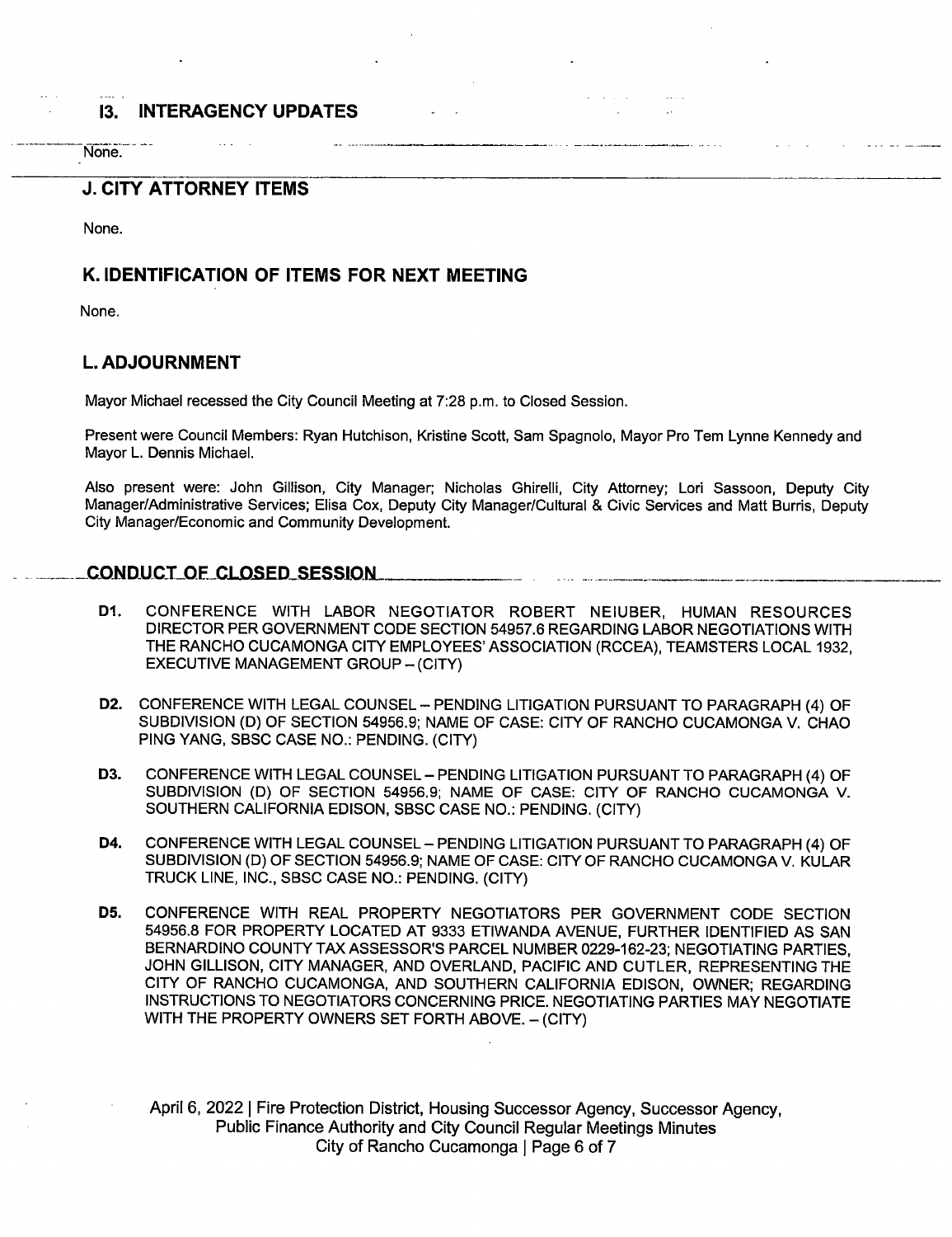### I3. INTERAGENCY UPDATES

None.

## J. CITY ATTORNEY ITEMS

None.

## K. IDENTIFICATION OF ITEMS FOR NEXT MEETING

None.

## L. ADJOURNMENT

Mayor Michael recessed the City Council Meeting at 7:28 p.m. to Closed Session.

Present were Council Members: Ryan Hutchison, Kristine Scott, Sam Spagnolo, Mayor Pro Tem Lynne Kennedy and Mayor L. Dennis Michael.

Also present were: John Gillison, City Manager; Nicholas Ghirelli, City Attorney; Lori Sassoon, Deputy City Manager/Administrative Services; Elisa Cox, Deputy City Manager/Cultural & Civic Services and Matt Burris, Deputy City Manager/Economic and Community Development.

## CONDUCT OF CLOSED SESSION

**D1.** CONFERENCE WITH LABOR NEGOTIATOR ROBERT NEIUBER, HUMAN RESOURCES DIRECTOR PER GOVERNMENT CODE SECTION 54957.6 REGARDING LABOR NEGOTIATIONS WITH THE RANCHO CUCAMONGA CITY EMPLOYEES' ASSOCIATION (RCCEA), TEAMSTERS LOCAL 1932, EXECUTIVE MANAGEMENT GROUP – (CITY)

**D2.** CONFERENCE WITH LEGAL COUNSEL – PENDING LITIGATION PURSUANT TO PARAGRAPH (4) OF SUBDIVISION (D) OF SECTION 54956.9; NAME OF CASE: CITY OF RANCHO CUCAMONGA V. CHAO PING YANG, SBSC CASE NO.: PENDING. (CITY)

**D3.** CONFERENCE WITH LEGAL COUNSEL – PENDING LITIGATION PURSUANT TO PARAGRAPH (4) OF SUBDIVISION (D) OF SECTION 54956.9; NAME OF CASE: CITY OF RANCHO CUCAMONGA V. SOUTHERN CALIFORNIA EDISON, SBSC CASE NO.: PENDING. (CITY)

**D4.** CONFERENCE WITH LEGAL COUNSEL – PENDING LITIGATION PURSUANT TO PARAGRAPH (4) OF SUBDIVISION (D) OF SECTION 54956.9; NAME OF CASE: CITY OF RANCHO CUCAMONGA V. KULAR TRUCK LINE, INC., SBSC CASE NO.: PENDING. (CITY)

**D5.** CONFERENCE WITH REAL PROPERTY NEGOTIATORS PER GOVERNMENT CODE SECTION 54956.8 FOR PROPERTY LOCATED AT 9333 ETIWANDA AVENUE, FURTHER IDENTIFIED AS SAN BERNARDINO COUNTY TAX ASSESSOR'S PARCEL NUMBER 0229-162-23; NEGOTIATING PARTIES, JOHN GILLISON, CITY MANAGER, AND OVERLAND, PACIFIC AND CUTLER, REPRESENTING THE CITY OF RANCHO CUCAMONGA, AND SOUTHERN CALIFORNIA EDISON, OWNER; REGARDING INSTRUCTIONS TO NEGOTIATORS CONCERNING PRICE. NEGOTIATING PARTIES MAY NEGOTIATE WITH THE PROPERTY OWNERS SET FORTH ABOVE. – (CITY)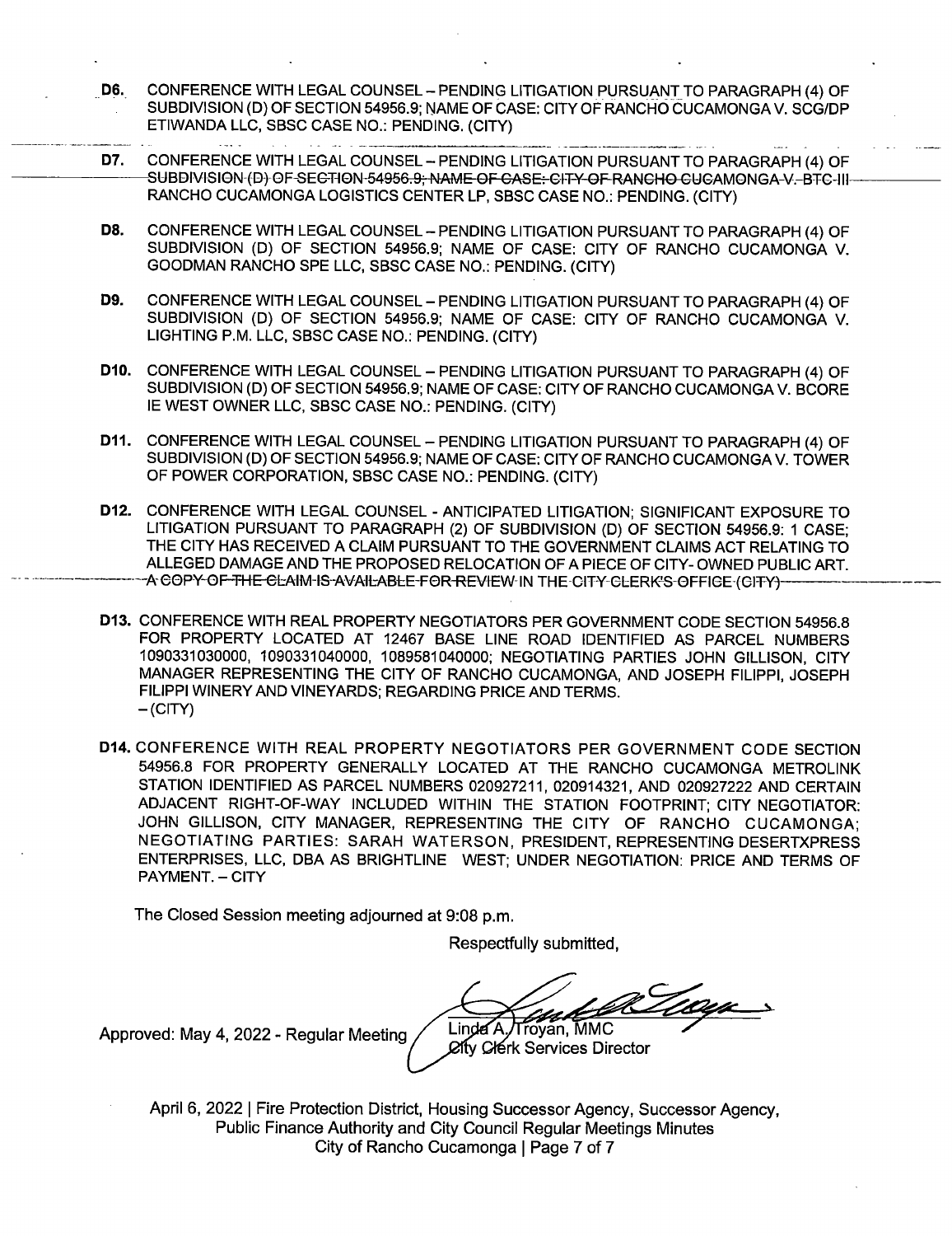**D6.** CONFERENCE WITH LEGAL COUNSEL – PENDING LITIGATION PURSUANT TO PARAGRAPH (4) OF SUBDIVISION (D) OF SECTION 54956.9; NAME OF CASE: CITY OF RANCHO CUCAMONGA V. SCG/DP ETIWANDA LLC, SBSC CASE NO.: PENDING. (CITY)

**D7.** CONFERENCE WITH LEGAL COUNSEL – PENDING LITIGATION PURSUANT TO PARAGRAPH (4) OF SUBDIVISION (D) OF SECTION 54956.9; NAME OF CASE: CITY OF RANCHO CUCAMONGA V. BTC III RANCHO CUCAMONGA LOGISTICS CENTER LP, SBSC CASE NO.: PENDING. (CITY)

**D8.** CONFERENCE WITH LEGAL COUNSEL – PENDING LITIGATION PURSUANT TO PARAGRAPH (4) OF SUBDIVISION (D) OF SECTION 54956.9; NAME OF CASE: CITY OF RANCHO CUCAMONGA V. GOODMAN RANCHO SPE LLC, SBSC CASE NO.: PENDING. (CITY)

**D9.** CONFERENCE WITH LEGAL COUNSEL – PENDING LITIGATION PURSUANT TO PARAGRAPH (4) OF SUBDIVISION (D) OF SECTION 54956.9; NAME OF CASE: CITY OF RANCHO CUCAMONGA V. LIGHTING P.M. LLC, SBSC CASE NO.: PENDING. (CITY)

**D10.** CONFERENCE WITH LEGAL COUNSEL – PENDING LITIGATION PURSUANT TO PARAGRAPH (4) OF SUBDIVISION (D) OF SECTION 54956.9; NAME OF CASE: CITY OF RANCHO CUCAMONGA V. BCORE IE WEST OWNER LLC, SBSC CASE NO.: PENDING. (CITY)

**D11.** CONFERENCE WITH LEGAL COUNSEL – PENDING LITIGATION PURSUANT TO PARAGRAPH (4) OF SUBDIVISION (D) OF SECTION 54956.9; NAME OF CASE: CITY OF RANCHO CUCAMONGA V. TOWER OF POWER CORPORATION, SBSC CASE NO.: PENDING. (CITY)

**D12.** CONFERENCE WITH LEGAL COUNSEL - ANTICIPATED LITIGATION; SIGNIFICANT EXPOSURE TO LITIGATION PURSUANT TO PARAGRAPH (2) OF SUBDIVISION (D) OF SECTION 54956.9: 1 CASE; THE CITY HAS RECEIVED A CLAIM PURSUANT TO THE GOVERNMENT CLAIMS ACT RELATING TO ALLEGED DAMAGE AND THE PROPOSED RELOCATION OF A PIECE OF CITY- OWNED PUBLIC ART. A COPY OF THE CLAIM IS AVAILABLE FOR REVIEW IN THE CITY CLERK'S OFFICE (CITY)

**D13.** CONFERENCE WITH REAL PROPERTY NEGOTIATORS PER GOVERNMENT CODE SECTION 54956.8 FOR PROPERTY LOCATED AT 12467 BASE LINE ROAD IDENTIFIED AS PARCEL NUMBERS 1090331030000, 1090331040000, 1089581040000; NEGOTIATING PARTIES JOHN GILLISON, CITY MANAGER REPRESENTING THE CITY OF RANCHO CUCAMONGA, AND JOSEPH FILIPPI, JOSEPH FILIPPI WINERY AND VINEYARDS; REGARDING PRICE AND TERMS. – (CITY)

**D14.** CONFERENCE WITH REAL PROPERTY NEGOTIATORS PER GOVERNMENT CODE SECTION 54956.8 FOR PROPERTY GENERALLY LOCATED AT THE RANCHO CUCAMONGA METROLINK STATION IDENTIFIED AS PARCEL NUMBERS 020927211, 020914321, AND 020927222 AND CERTAIN ADJACENT RIGHT-OF-WAY INCLUDED WITHIN THE STATION FOOTPRINT; CITY NEGOTIATOR: JOHN GILLISON, CITY MANAGER, REPRESENTING THE CITY OF RANCHO CUCAMONGA; NEGOTIATING PARTIES: SARAH WATERSON, PRESIDENT, REPRESENTING DESERTXPRESS ENTERPRISES, LLC, DBA AS BRIGHTLINE WEST; UNDER NEGOTIATION: PRICE AND TERMS OF PAYMENT. – CITY

The Closed Session meeting adjourned at 9:08 p.m.

Respectfully submitted,

Linda A. Troyan, MMC
City Clerk Services Director

Approved: May 4, 2022 - Regular Meeting